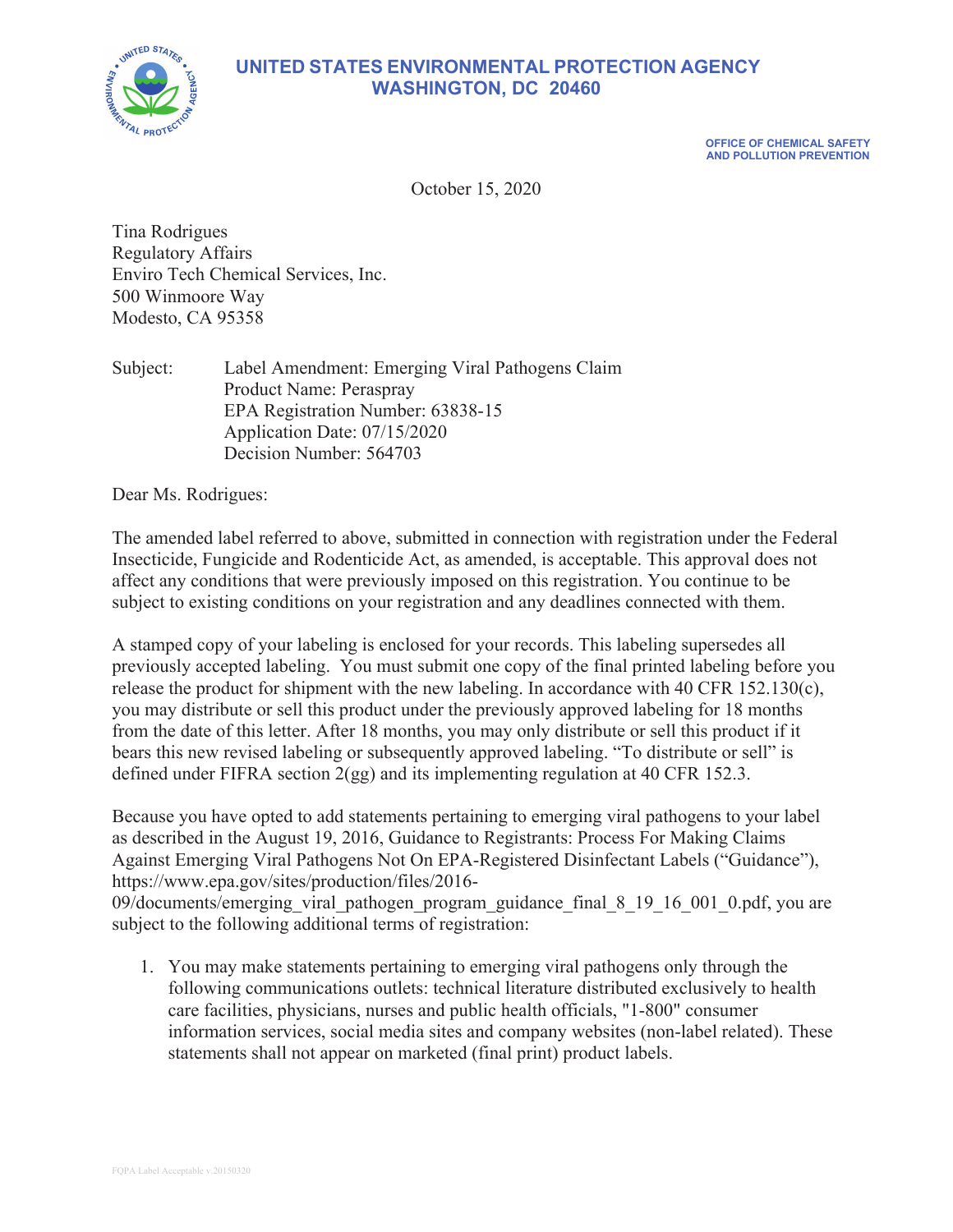# UNITED STATES ENVIRONMENTAL PROTECTION AGENCY
## WASHINGTON, DC 20460

OFFICE OF CHEMICAL SAFETY
AND POLLUTION PREVENTION

October 15, 2020

Tina Rodrigues
Regulatory Affairs
Enviro Tech Chemical Services, Inc.
500 Winmoore Way
Modesto, CA 95358

Subject: Label Amendment: Emerging Viral Pathogens Claim
Product Name: Peraspray
EPA Registration Number: 63838-15
Application Date: 07/15/2020
Decision Number: 564703

Dear Ms. Rodrigues:

The amended label referred to above, submitted in connection with registration under the Federal Insecticide, Fungicide and Rodenticide Act, as amended, is acceptable. This approval does not affect any conditions that were previously imposed on this registration. You continue to be subject to existing conditions on your registration and any deadlines connected with them.

A stamped copy of your labeling is enclosed for your records. This labeling supersedes all previously accepted labeling. You must submit one copy of the final printed labeling before you release the product for shipment with the new labeling. In accordance with 40 CFR 152.130(c), you may distribute or sell this product under the previously approved labeling for 18 months from the date of this letter. After 18 months, you may only distribute or sell this product if it bears this new revised labeling or subsequently approved labeling. "To distribute or sell" is defined under FIFRA section 2(gg) and its implementing regulation at 40 CFR 152.3.

Because you have opted to add statements pertaining to emerging viral pathogens to your label as described in the August 19, 2016, Guidance to Registrants: Process For Making Claims Against Emerging Viral Pathogens Not On EPA-Registered Disinfectant Labels ("Guidance"), https://www.epa.gov/sites/production/files/2016-09/documents/emerging_viral_pathogen_program_guidance_final_8_19_16_001_0.pdf, you are subject to the following additional terms of registration:

1. You may make statements pertaining to emerging viral pathogens only through the following communications outlets: technical literature distributed exclusively to health care facilities, physicians, nurses and public health officials, "1-800" consumer information services, social media sites and company websites (non-label related). These statements shall not appear on marketed (final print) product labels.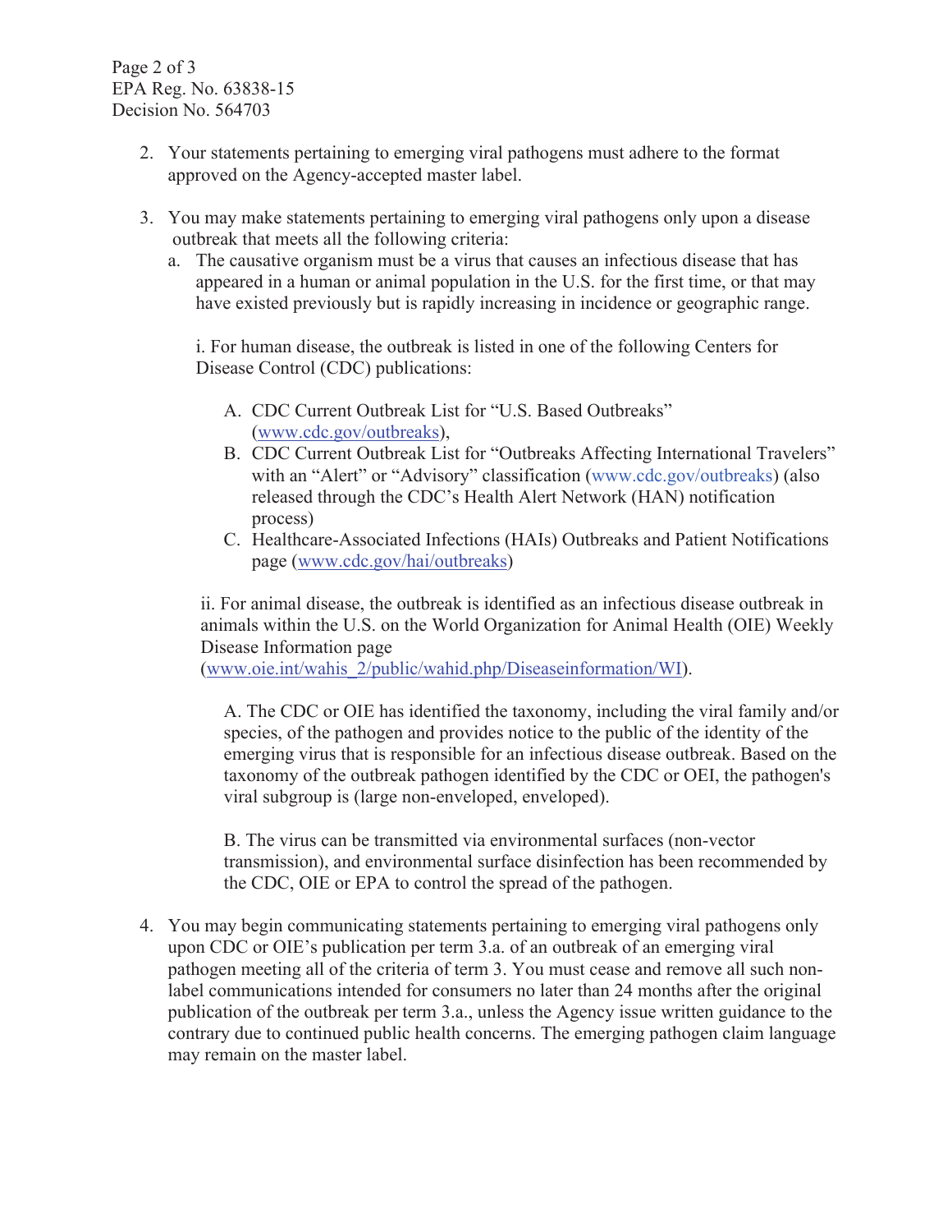2. Your statements pertaining to emerging viral pathogens must adhere to the format approved on the Agency-accepted master label.

3. You may make statements pertaining to emerging viral pathogens only upon a disease outbreak that meets all the following criteria:

   a. The causative organism must be a virus that causes an infectious disease that has appeared in a human or animal population in the U.S. for the first time, or that may have existed previously but is rapidly increasing in incidence or geographic range.

      i. For human disease, the outbreak is listed in one of the following Centers for Disease Control (CDC) publications:

         A. CDC Current Outbreak List for "U.S. Based Outbreaks" (www.cdc.gov/outbreaks),

         B. CDC Current Outbreak List for "Outbreaks Affecting International Travelers" with an "Alert" or "Advisory" classification (www.cdc.gov/outbreaks) (also released through the CDC's Health Alert Network (HAN) notification process)

         C. Healthcare-Associated Infections (HAIs) Outbreaks and Patient Notifications page (www.cdc.gov/hai/outbreaks)

      ii. For animal disease, the outbreak is identified as an infectious disease outbreak in animals within the U.S. on the World Organization for Animal Health (OIE) Weekly Disease Information page (www.oie.int/wahis_2/public/wahid.php/Diseaseinformation/WI).

         A. The CDC or OIE has identified the taxonomy, including the viral family and/or species, of the pathogen and provides notice to the public of the identity of the emerging virus that is responsible for an infectious disease outbreak. Based on the taxonomy of the outbreak pathogen identified by the CDC or OEI, the pathogen's viral subgroup is (large non-enveloped, enveloped).

         B. The virus can be transmitted via environmental surfaces (non-vector transmission), and environmental surface disinfection has been recommended by the CDC, OIE or EPA to control the spread of the pathogen.

4. You may begin communicating statements pertaining to emerging viral pathogens only upon CDC or OIE's publication per term 3.a. of an outbreak of an emerging viral pathogen meeting all of the criteria of term 3. You must cease and remove all such non-label communications intended for consumers no later than 24 months after the original publication of the outbreak per term 3.a., unless the Agency issue written guidance to the contrary due to continued public health concerns. The emerging pathogen claim language may remain on the master label.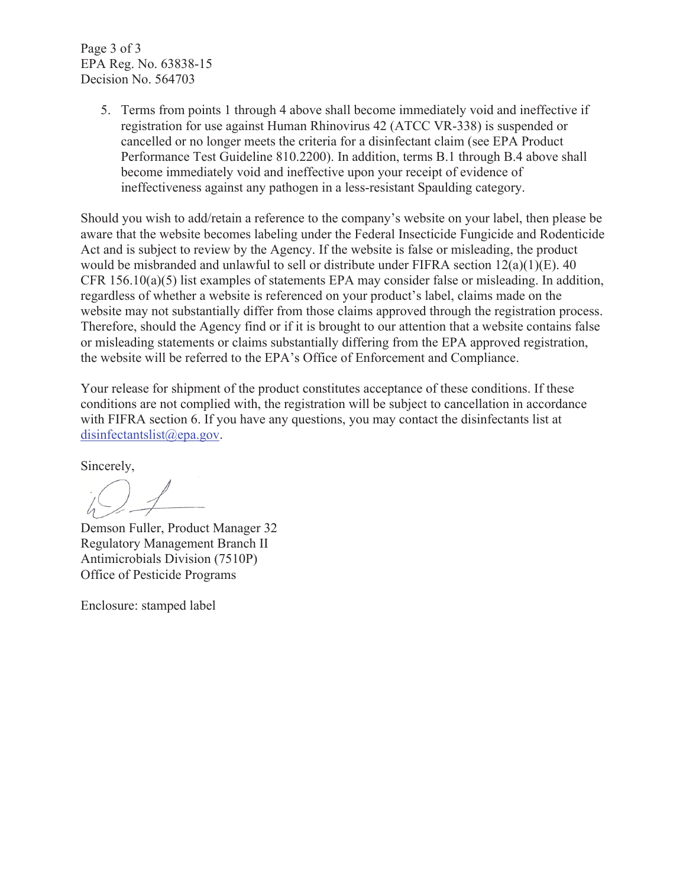5. Terms from points 1 through 4 above shall become immediately void and ineffective if registration for use against Human Rhinovirus 42 (ATCC VR-338) is suspended or cancelled or no longer meets the criteria for a disinfectant claim (see EPA Product Performance Test Guideline 810.2200). In addition, terms B.1 through B.4 above shall become immediately void and ineffective upon your receipt of evidence of ineffectiveness against any pathogen in a less-resistant Spaulding category.

Should you wish to add/retain a reference to the company's website on your label, then please be aware that the website becomes labeling under the Federal Insecticide Fungicide and Rodenticide Act and is subject to review by the Agency. If the website is false or misleading, the product would be misbranded and unlawful to sell or distribute under FIFRA section 12(a)(1)(E). 40 CFR 156.10(a)(5) list examples of statements EPA may consider false or misleading. In addition, regardless of whether a website is referenced on your product's label, claims made on the website may not substantially differ from those claims approved through the registration process. Therefore, should the Agency find or if it is brought to our attention that a website contains false or misleading statements or claims substantially differing from the EPA approved registration, the website will be referred to the EPA's Office of Enforcement and Compliance.

Your release for shipment of the product constitutes acceptance of these conditions. If these conditions are not complied with, the registration will be subject to cancellation in accordance with FIFRA section 6. If you have any questions, you may contact the disinfectants list at disinfectantslist@epa.gov.

Sincerely,

Demson Fuller, Product Manager 32
Regulatory Management Branch II
Antimicrobials Division (7510P)
Office of Pesticide Programs

Enclosure: stamped label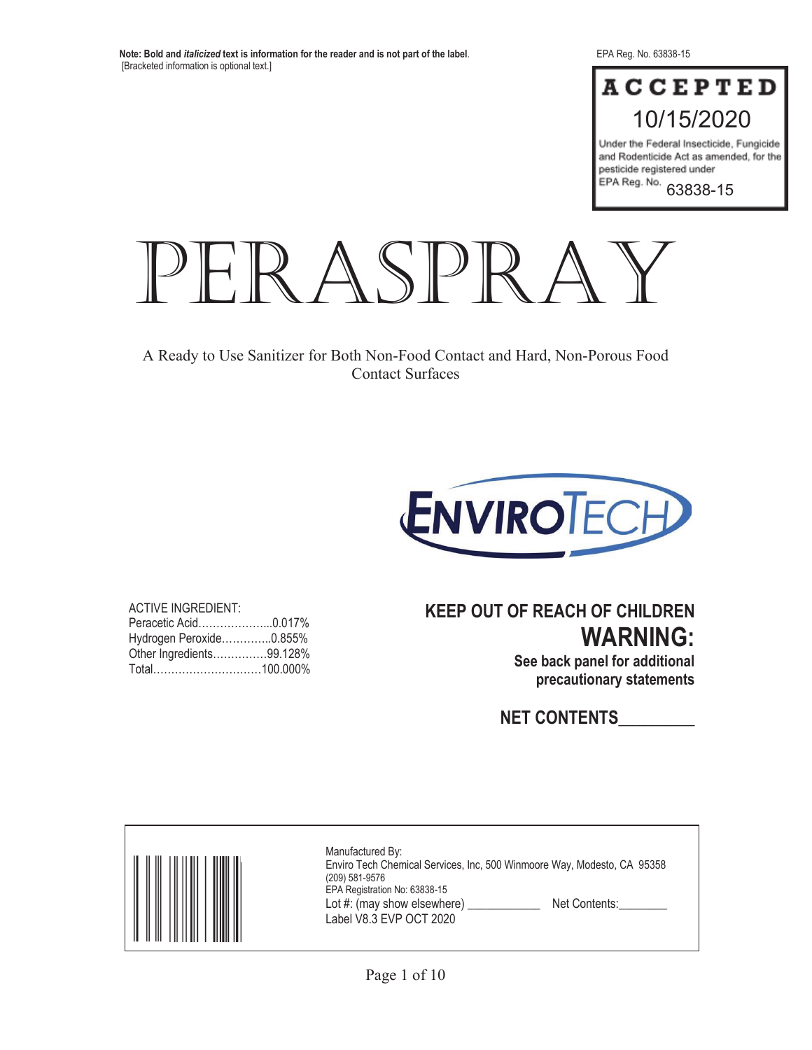**Note: Bold and *italicized* text is information for the reader and is not part of the label**.
[Bracketed information is optional text.]

EPA Reg. No. 63838-15

**ACCEPTED**
10/15/2020
Under the Federal Insecticide, Fungicide and Rodenticide Act as amended, for the pesticide registered under EPA Reg. No. 63838-15

# PERASPRAY

A Ready to Use Sanitizer for Both Non-Food Contact and Hard, Non-Porous Food Contact Surfaces

ENVIROTECH

ACTIVE INGREDIENT:
Peracetic Acid.....................0.017%
Hydrogen Peroxide..............0.855%
Other Ingredients...............99.128%
Total..............................100.000%

**KEEP OUT OF REACH OF CHILDREN**

**WARNING:**

**See back panel for additional precautionary statements**

**NET CONTENTS__________**

Manufactured By:
Enviro Tech Chemical Services, Inc, 500 Winmoore Way, Modesto, CA 95358
(209) 581-9576
EPA Registration No: 63838-15
Lot #: (may show elsewhere) ____________ Net Contents:________
Label V8.3 EVP OCT 2020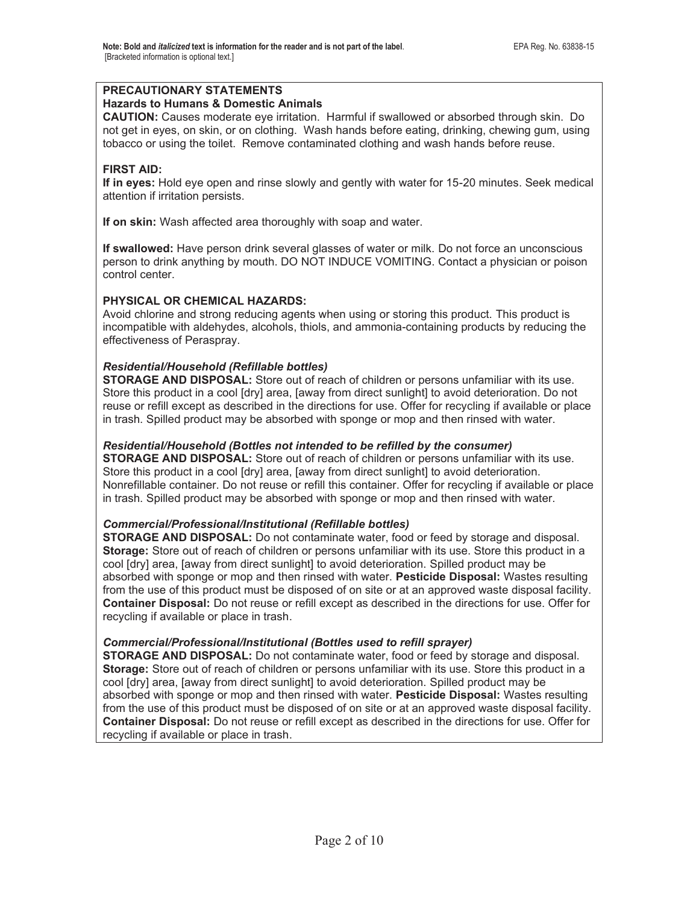**Note: Bold and *italicized* text is information for the reader and is not part of the label.** EPA Reg. No. 63838-15
[Bracketed information is optional text.]

**PRECAUTIONARY STATEMENTS**
**Hazards to Humans & Domestic Animals**
**CAUTION:** Causes moderate eye irritation. Harmful if swallowed or absorbed through skin. Do not get in eyes, on skin, or on clothing. Wash hands before eating, drinking, chewing gum, using tobacco or using the toilet. Remove contaminated clothing and wash hands before reuse.

**FIRST AID:**
**If in eyes:** Hold eye open and rinse slowly and gently with water for 15-20 minutes. Seek medical attention if irritation persists.

**If on skin:** Wash affected area thoroughly with soap and water.

**If swallowed:** Have person drink several glasses of water or milk. Do not force an unconscious person to drink anything by mouth. DO NOT INDUCE VOMITING. Contact a physician or poison control center.

**PHYSICAL OR CHEMICAL HAZARDS:**
Avoid chlorine and strong reducing agents when using or storing this product. This product is incompatible with aldehydes, alcohols, thiols, and ammonia-containing products by reducing the effectiveness of Peraspray.

***Residential/Household (Refillable bottles)***
**STORAGE AND DISPOSAL:** Store out of reach of children or persons unfamiliar with its use. Store this product in a cool [dry] area, [away from direct sunlight] to avoid deterioration. Do not reuse or refill except as described in the directions for use. Offer for recycling if available or place in trash. Spilled product may be absorbed with sponge or mop and then rinsed with water.

***Residential/Household (Bottles not intended to be refilled by the consumer)***
**STORAGE AND DISPOSAL:** Store out of reach of children or persons unfamiliar with its use. Store this product in a cool [dry] area, [away from direct sunlight] to avoid deterioration. Nonrefillable container. Do not reuse or refill this container. Offer for recycling if available or place in trash. Spilled product may be absorbed with sponge or mop and then rinsed with water.

***Commercial/Professional/Institutional (Refillable bottles)***
**STORAGE AND DISPOSAL:** Do not contaminate water, food or feed by storage and disposal. **Storage:** Store out of reach of children or persons unfamiliar with its use. Store this product in a cool [dry] area, [away from direct sunlight] to avoid deterioration. Spilled product may be absorbed with sponge or mop and then rinsed with water. **Pesticide Disposal:** Wastes resulting from the use of this product must be disposed of on site or at an approved waste disposal facility. **Container Disposal:** Do not reuse or refill except as described in the directions for use. Offer for recycling if available or place in trash.

***Commercial/Professional/Institutional (Bottles used to refill sprayer)***
**STORAGE AND DISPOSAL:** Do not contaminate water, food or feed by storage and disposal. **Storage:** Store out of reach of children or persons unfamiliar with its use. Store this product in a cool [dry] area, [away from direct sunlight] to avoid deterioration. Spilled product may be absorbed with sponge or mop and then rinsed with water. **Pesticide Disposal:** Wastes resulting from the use of this product must be disposed of on site or at an approved waste disposal facility. **Container Disposal:** Do not reuse or refill except as described in the directions for use. Offer for recycling if available or place in trash.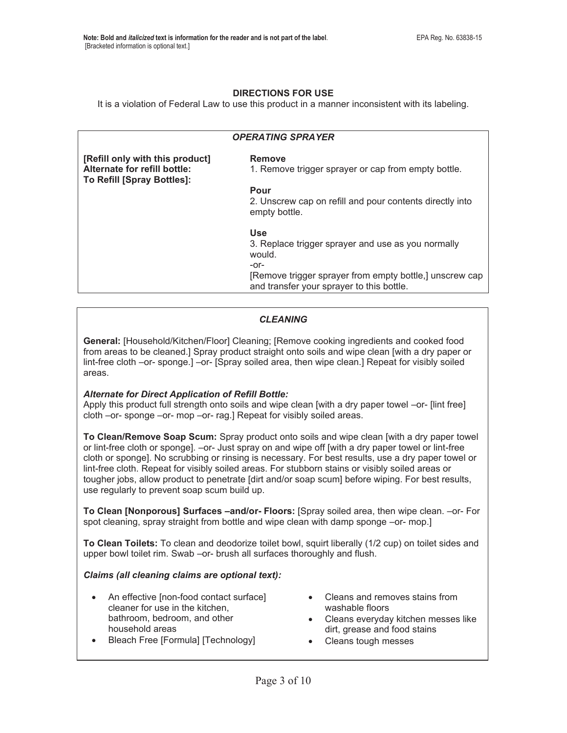**Note: Bold and *italicized* text is information for the reader and is not part of the label**.
[Bracketed information is optional text.]

EPA Reg. No. 63838-15

## DIRECTIONS FOR USE

It is a violation of Federal Law to use this product in a manner inconsistent with its labeling.

### *OPERATING SPRAYER*

| **[Refill only with this product] Alternate for refill bottle: To Refill [Spray Bottles]:** | **Remove**<br>1. Remove trigger sprayer or cap from empty bottle.<br><br>**Pour**<br>2. Unscrew cap on refill and pour contents directly into empty bottle.<br><br>**Use**<br>3. Replace trigger sprayer and use as you normally would.<br>-or-<br>[Remove trigger sprayer from empty bottle,] unscrew cap and transfer your sprayer to this bottle. |
|---|---|

### *CLEANING*

**General:** [Household/Kitchen/Floor] Cleaning; [Remove cooking ingredients and cooked food from areas to be cleaned.] Spray product straight onto soils and wipe clean [with a dry paper or lint-free cloth –or- sponge.] –or- [Spray soiled area, then wipe clean.] Repeat for visibly soiled areas.

***Alternate for Direct Application of Refill Bottle:***
Apply this product full strength onto soils and wipe clean [with a dry paper towel –or- [lint free] cloth –or- sponge –or- mop –or- rag.] Repeat for visibly soiled areas.

**To Clean/Remove Soap Scum:** Spray product onto soils and wipe clean [with a dry paper towel or lint-free cloth or sponge]. –or- Just spray on and wipe off [with a dry paper towel or lint-free cloth or sponge]. No scrubbing or rinsing is necessary. For best results, use a dry paper towel or lint-free cloth. Repeat for visibly soiled areas. For stubborn stains or visibly soiled areas or tougher jobs, allow product to penetrate [dirt and/or soap scum] before wiping. For best results, use regularly to prevent soap scum build up.

**To Clean [Nonporous] Surfaces –and/or- Floors:** [Spray soiled area, then wipe clean. –or- For spot cleaning, spray straight from bottle and wipe clean with damp sponge –or- mop.]

**To Clean Toilets:** To clean and deodorize toilet bowl, squirt liberally (1/2 cup) on toilet sides and upper bowl toilet rim. Swab –or- brush all surfaces thoroughly and flush.

***Claims (all cleaning claims are optional text):***

- An effective [non-food contact surface] cleaner for use in the kitchen, bathroom, bedroom, and other household areas
- Bleach Free [Formula] [Technology]
- Cleans and removes stains from washable floors
- Cleans everyday kitchen messes like dirt, grease and food stains
- Cleans tough messes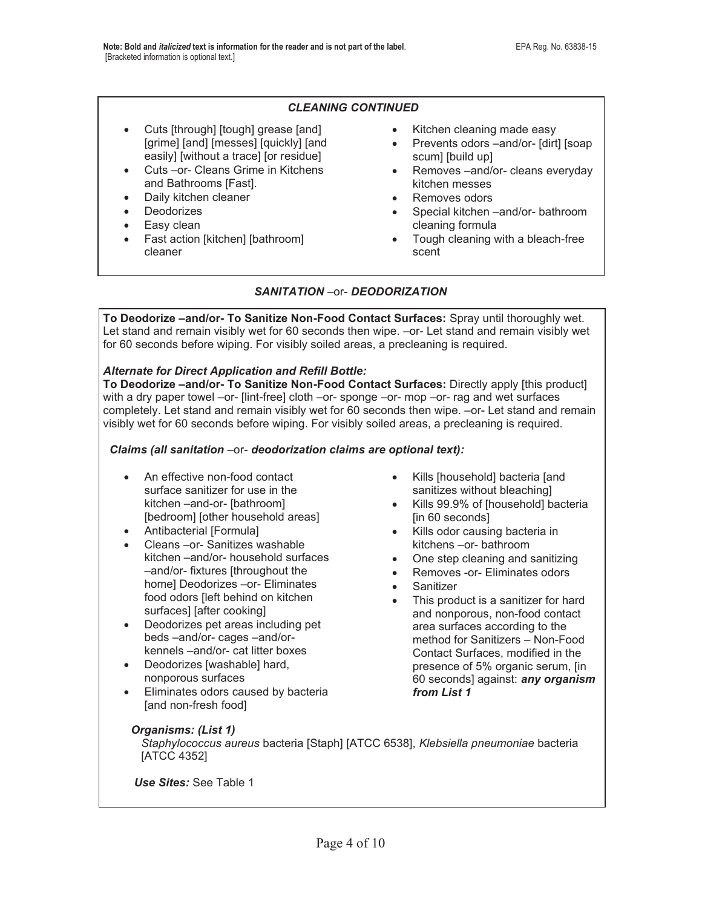**Note: Bold and *italicized* text is information for the reader and is not part of the label**. EPA Reg. No. 63838-15
[Bracketed information is optional text.]

## *CLEANING CONTINUED*

- Cuts [through] [tough] grease [and] [grime] [and] [messes] [quickly] [and easily] [without a trace] [or residue]
- Cuts –or- Cleans Grime in Kitchens and Bathrooms [Fast].
- Daily kitchen cleaner
- Deodorizes
- Easy clean
- Fast action [kitchen] [bathroom] cleaner
- Kitchen cleaning made easy
- Prevents odors –and/or- [dirt] [soap scum] [build up]
- Removes –and/or- cleans everyday kitchen messes
- Removes odors
- Special kitchen –and/or- bathroom cleaning formula
- Tough cleaning with a bleach-free scent

## *SANITATION* –or- *DEODORIZATION*

**To Deodorize –and/or- To Sanitize Non-Food Contact Surfaces:** Spray until thoroughly wet. Let stand and remain visibly wet for 60 seconds then wipe. –or- Let stand and remain visibly wet for 60 seconds before wiping. For visibly soiled areas, a precleaning is required.

***Alternate for Direct Application and Refill Bottle:***
**To Deodorize –and/or- To Sanitize Non-Food Contact Surfaces:** Directly apply [this product] with a dry paper towel –or- [lint-free] cloth –or- sponge –or- mop –or- rag and wet surfaces completely. Let stand and remain visibly wet for 60 seconds then wipe. –or- Let stand and remain visibly wet for 60 seconds before wiping. For visibly soiled areas, a precleaning is required.

***Claims (all sanitation*** –or- ***deodorization claims are optional text):***

- An effective non-food contact surface sanitizer for use in the kitchen –and-or- [bathroom] [bedroom] [other household areas]
- Antibacterial [Formula]
- Cleans –or- Sanitizes washable kitchen –and/or- household surfaces –and/or- fixtures [throughout the home] Deodorizes –or- Eliminates food odors [left behind on kitchen surfaces] [after cooking]
- Deodorizes pet areas including pet beds –and/or- cages –and/or- kennels –and/or- cat litter boxes
- Deodorizes [washable] hard, nonporous surfaces
- Eliminates odors caused by bacteria [and non-fresh food]
- Kills [household] bacteria [and sanitizes without bleaching]
- Kills 99.9% of [household] bacteria [in 60 seconds]
- Kills odor causing bacteria in kitchens –or- bathroom
- One step cleaning and sanitizing
- Removes -or- Eliminates odors
- Sanitizer
- This product is a sanitizer for hard and nonporous, non-food contact area surfaces according to the method for Sanitizers – Non-Food Contact Surfaces, modified in the presence of 5% organic serum, [in 60 seconds] against: ***any organism from List 1***

***Organisms: (List 1)***
*Staphylococcus aureus* bacteria [Staph] [ATCC 6538], *Klebsiella pneumoniae* bacteria [ATCC 4352]

***Use Sites:*** See Table 1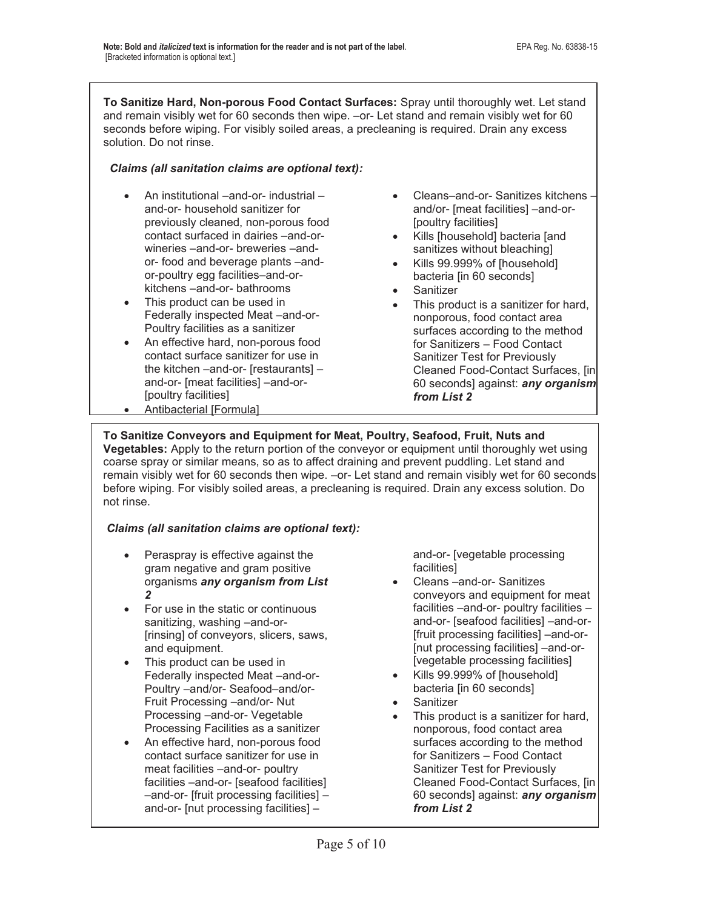**Note: Bold and *italicized* text is information for the reader and is not part of the label**.
[Bracketed information is optional text.]

EPA Reg. No. 63838-15

**To Sanitize Hard, Non-porous Food Contact Surfaces:** Spray until thoroughly wet. Let stand and remain visibly wet for 60 seconds then wipe. –or- Let stand and remain visibly wet for 60 seconds before wiping. For visibly soiled areas, a precleaning is required. Drain any excess solution. Do not rinse.

***Claims (all sanitation claims are optional text):***

- An institutional –and-or- industrial –and-or- household sanitizer for previously cleaned, non-porous food contact surfaced in dairies –and-or- wineries –and-or- breweries –and-or- food and beverage plants –and-or-poultry egg facilities–and-or- kitchens –and-or- bathrooms
- This product can be used in Federally inspected Meat –and-or- Poultry facilities as a sanitizer
- An effective hard, non-porous food contact surface sanitizer for use in the kitchen –and-or- [restaurants] –and-or- [meat facilities] –and-or- [poultry facilities]
- Antibacterial [Formula]
- Cleans–and-or- Sanitizes kitchens –and/or- [meat facilities] –and-or- [poultry facilities]
- Kills [household] bacteria [and sanitizes without bleaching]
- Kills 99.999% of [household] bacteria [in 60 seconds]
- Sanitizer
- This product is a sanitizer for hard, nonporous, food contact area surfaces according to the method for Sanitizers – Food Contact Sanitizer Test for Previously Cleaned Food-Contact Surfaces, [in 60 seconds] against: ***any organism from List 2***

**To Sanitize Conveyors and Equipment for Meat, Poultry, Seafood, Fruit, Nuts and Vegetables:** Apply to the return portion of the conveyor or equipment until thoroughly wet using coarse spray or similar means, so as to affect draining and prevent puddling. Let stand and remain visibly wet for 60 seconds then wipe. –or- Let stand and remain visibly wet for 60 seconds before wiping. For visibly soiled areas, a precleaning is required. Drain any excess solution. Do not rinse.

***Claims (all sanitation claims are optional text):***

- Peraspray is effective against the gram negative and gram positive organisms ***any organism from List 2***
- For use in the static or continuous sanitizing, washing –and-or- [rinsing] of conveyors, slicers, saws, and equipment.
- This product can be used in Federally inspected Meat –and-or- Poultry –and/or- Seafood–and/or- Fruit Processing –and/or- Nut Processing –and-or- Vegetable Processing Facilities as a sanitizer
- An effective hard, non-porous food contact surface sanitizer for use in meat facilities –and-or- poultry facilities –and-or- [seafood facilities] –and-or- [fruit processing facilities] –and-or- [nut processing facilities] –and-or- [vegetable processing facilities]
- Cleans –and-or- Sanitizes conveyors and equipment for meat facilities –and-or- poultry facilities –and-or- [seafood facilities] –and-or- [fruit processing facilities] –and-or- [nut processing facilities] –and-or- [vegetable processing facilities]
- Kills 99.999% of [household] bacteria [in 60 seconds]
- Sanitizer
- This product is a sanitizer for hard, nonporous, food contact area surfaces according to the method for Sanitizers – Food Contact Sanitizer Test for Previously Cleaned Food-Contact Surfaces, [in 60 seconds] against: ***any organism from List 2***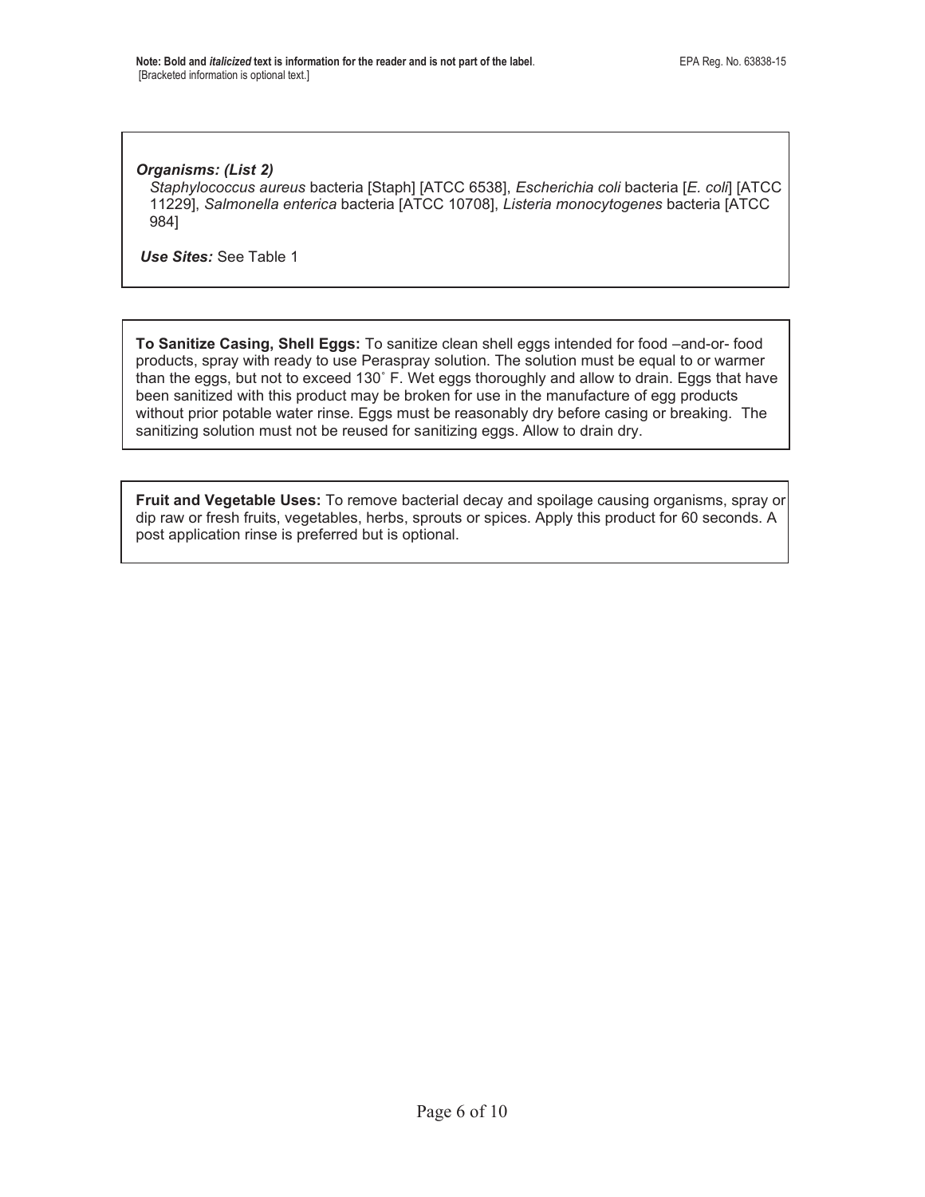*Organisms: (List 2)*

*Staphylococcus aureus* bacteria [Staph] [ATCC 6538], *Escherichia coli* bacteria [*E. coli*] [ATCC 11229], *Salmonella enterica* bacteria [ATCC 10708], *Listeria monocytogenes* bacteria [ATCC 984]

***Use Sites:*** See Table 1

**To Sanitize Casing, Shell Eggs:** To sanitize clean shell eggs intended for food –and-or- food products, spray with ready to use Peraspray solution. The solution must be equal to or warmer than the eggs, but not to exceed 130˚ F. Wet eggs thoroughly and allow to drain. Eggs that have been sanitized with this product may be broken for use in the manufacture of egg products without prior potable water rinse. Eggs must be reasonably dry before casing or breaking. The sanitizing solution must not be reused for sanitizing eggs. Allow to drain dry.

**Fruit and Vegetable Uses:** To remove bacterial decay and spoilage causing organisms, spray or dip raw or fresh fruits, vegetables, herbs, sprouts or spices. Apply this product for 60 seconds. A post application rinse is preferred but is optional.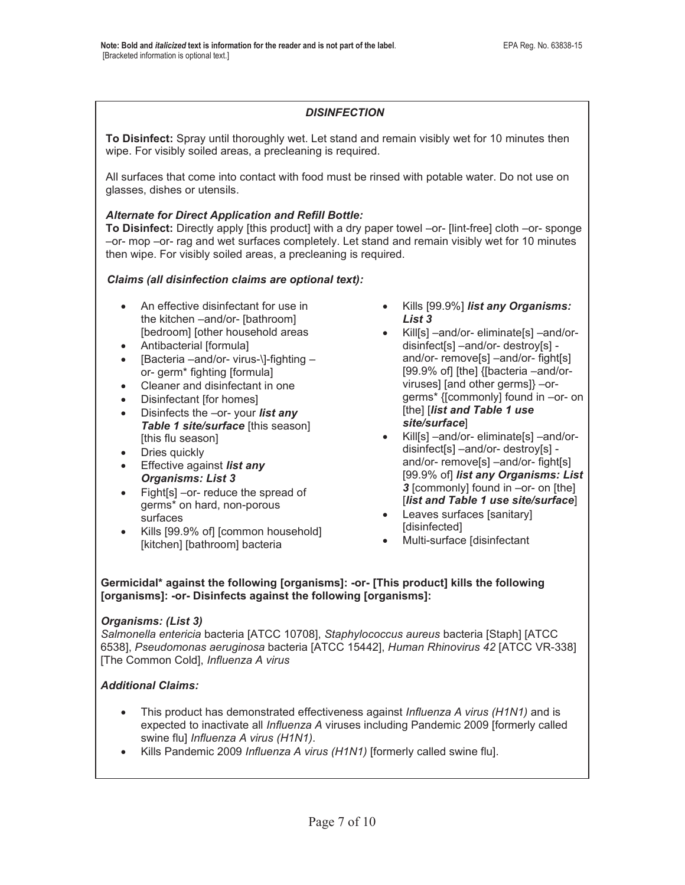**Note: Bold and *italicized* text is information for the reader and is not part of the label**. EPA Reg. No. 63838-15
[Bracketed information is optional text.]

### *DISINFECTION*

**To Disinfect:** Spray until thoroughly wet. Let stand and remain visibly wet for 10 minutes then wipe. For visibly soiled areas, a precleaning is required.

All surfaces that come into contact with food must be rinsed with potable water. Do not use on glasses, dishes or utensils.

***Alternate for Direct Application and Refill Bottle:***
**To Disinfect:** Directly apply [this product] with a dry paper towel –or- [lint-free] cloth –or- sponge –or- mop –or- rag and wet surfaces completely. Let stand and remain visibly wet for 10 minutes then wipe. For visibly soiled areas, a precleaning is required.

***Claims (all disinfection claims are optional text):***

- An effective disinfectant for use in the kitchen –and/or- [bathroom] [bedroom] [other household areas
- Antibacterial [formula]
- [Bacteria –and/or- virus-\]-fighting –or- germ* fighting [formula]
- Cleaner and disinfectant in one
- Disinfectant [for homes]
- Disinfects the –or- your ***list any Table 1 site/surface*** [this season] [this flu season]
- Dries quickly
- Effective against ***list any Organisms: List 3***
- Fight[s] –or- reduce the spread of germs* on hard, non-porous surfaces
- Kills [99.9% of] [common household] [kitchen] [bathroom] bacteria
- Kills [99.9%] ***list any Organisms: List 3***
- Kill[s] –and/or- eliminate[s] –and/or- disinfect[s] –and/or- destroy[s] -and/or- remove[s] –and/or- fight[s] [99.9% of] [the] {[bacteria –and/or- viruses] [and other germs]} –or- germs* {[commonly] found in –or- on [the] [***list and Table 1 use site/surface***]
- Kill[s] –and/or- eliminate[s] –and/or- disinfect[s] –and/or- destroy[s] -and/or- remove[s] –and/or- fight[s] [99.9% of] ***list any Organisms: List 3*** [commonly] found in –or- on [the] [***list and Table 1 use site/surface***]
- Leaves surfaces [sanitary] [disinfected]
- Multi-surface [disinfectant

**Germicidal* against the following [organisms]: -or- [This product] kills the following [organisms]: -or- Disinfects against the following [organisms]:**

***Organisms: (List 3)***
*Salmonella entericia* bacteria [ATCC 10708], *Staphylococcus aureus* bacteria [Staph] [ATCC 6538], *Pseudomonas aeruginosa* bacteria [ATCC 15442], *Human Rhinovirus 42* [ATCC VR-338] [The Common Cold], *Influenza A virus*

***Additional Claims:***

- This product has demonstrated effectiveness against *Influenza A virus (H1N1)* and is expected to inactivate all *Influenza A* viruses including Pandemic 2009 [formerly called swine flu] *Influenza A virus (H1N1)*.
- Kills Pandemic 2009 *Influenza A virus (H1N1)* [formerly called swine flu].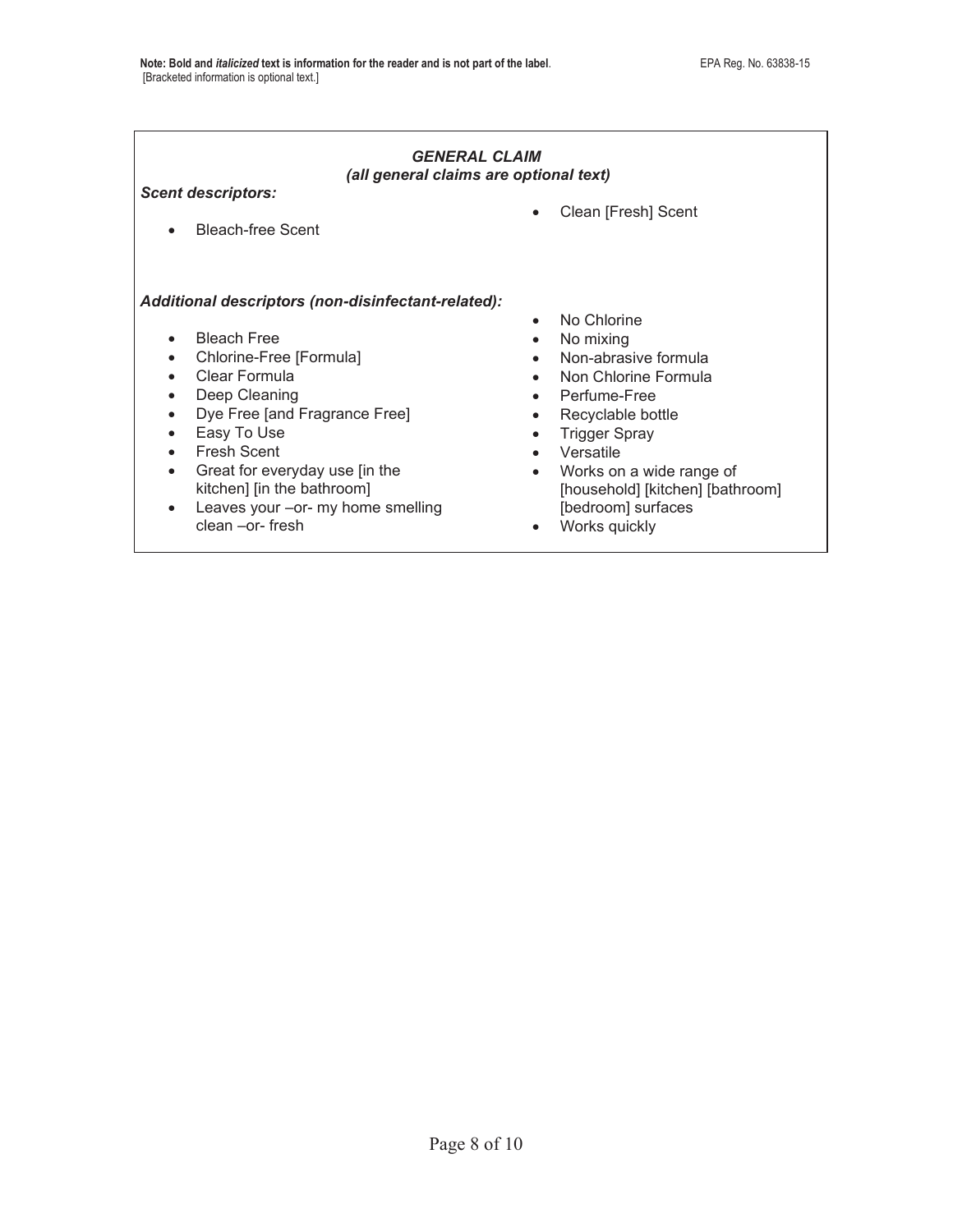Note: Bold and *italicized* text is information for the reader and is not part of the label. EPA Reg. No. 63838-15
[Bracketed information is optional text.]

***GENERAL CLAIM***
***(all general claims are optional text)***

***Scent descriptors:***

- Bleach-free Scent
- Clean [Fresh] Scent

***Additional descriptors (non-disinfectant-related):***

- Bleach Free
- Chlorine-Free [Formula]
- Clear Formula
- Deep Cleaning
- Dye Free [and Fragrance Free]
- Easy To Use
- Fresh Scent
- Great for everyday use [in the kitchen] [in the bathroom]
- Leaves your –or- my home smelling clean –or- fresh
- No Chlorine
- No mixing
- Non-abrasive formula
- Non Chlorine Formula
- Perfume-Free
- Recyclable bottle
- Trigger Spray
- Versatile
- Works on a wide range of [household] [kitchen] [bathroom] [bedroom] surfaces
- Works quickly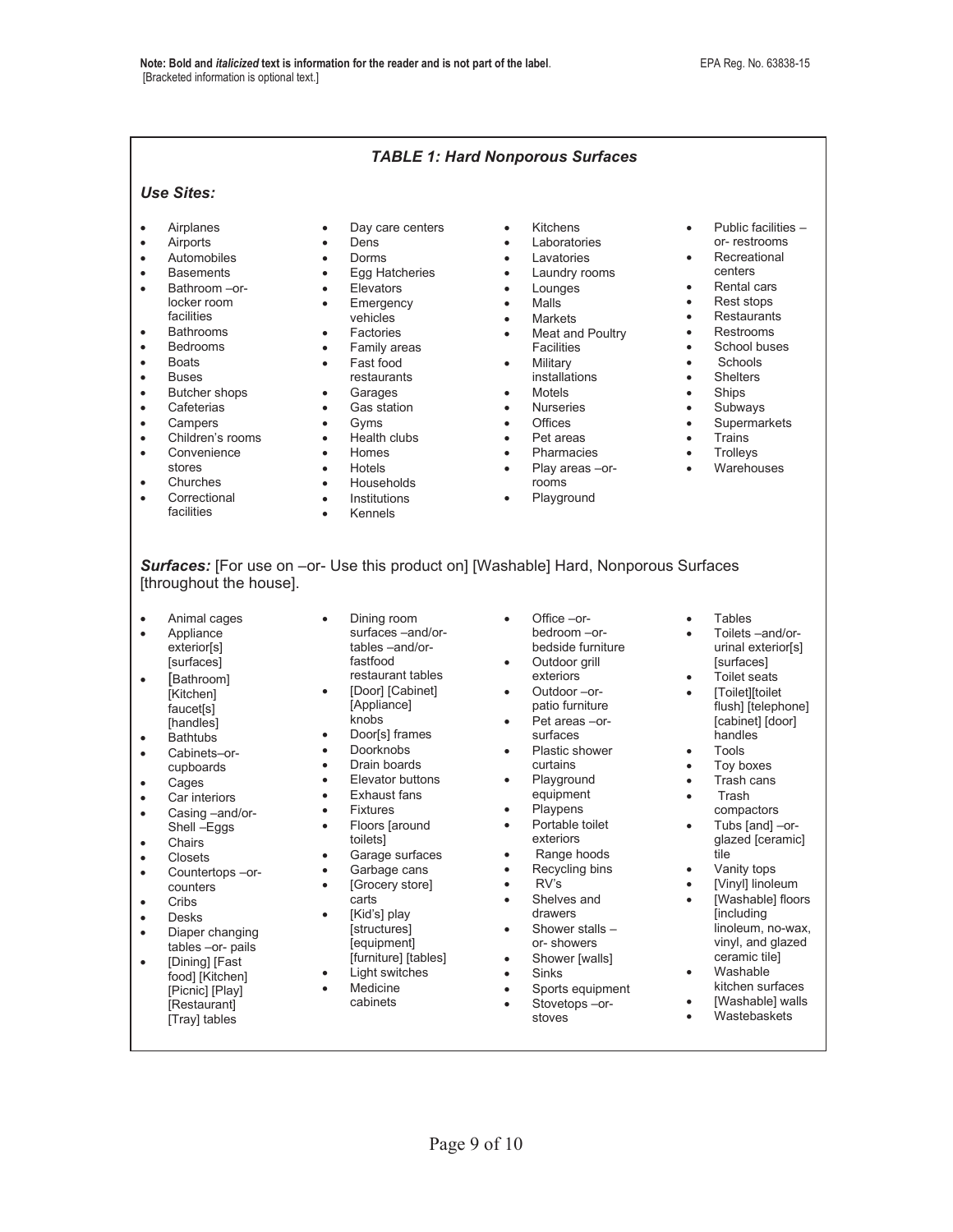**Note: Bold and *italicized* text is information for the reader and is not part of the label**. EPA Reg. No. 63838-15
[Bracketed information is optional text.]

## *TABLE 1: Hard Nonporous Surfaces*

***Use Sites:***

- Airplanes
- Airports
- Automobiles
- Basements
- Bathroom –or- locker room facilities
- Bathrooms
- Bedrooms
- Boats
- Buses
- Butcher shops
- Cafeterias
- Campers
- Children's rooms
- Convenience stores
- Churches
- Correctional facilities
- Day care centers
- Dens
- Dorms
- Egg Hatcheries
- Elevators
- Emergency vehicles
- Factories
- Family areas
- Fast food restaurants
- Garages
- Gas station
- Gyms
- Health clubs
- Homes
- Hotels
- Households
- Institutions
- Kennels
- Kitchens
- Laboratories
- Lavatories
- Laundry rooms
- Lounges
- Malls
- Markets
- Meat and Poultry Facilities
- Military installations
- Motels
- Nurseries
- Offices
- Pet areas
- Pharmacies
- Play areas –or- rooms
- Playground
- Public facilities –or- restrooms
- Recreational centers
- Rental cars
- Rest stops
- Restaurants
- Restrooms
- School buses
- Schools
- Shelters
- Ships
- Subways
- Supermarkets
- Trains
- Trolleys
- Warehouses

***Surfaces:*** [For use on –or- Use this product on] [Washable] Hard, Nonporous Surfaces [throughout the house].

- Animal cages
- Appliance exterior[s] [surfaces]
- [Bathroom] [Kitchen] faucet[s] [handles]
- Bathtubs
- Cabinets–or- cupboards
- Cages
- Car interiors
- Casing –and/or- Shell –Eggs
- Chairs
- Closets
- Countertops –or- counters
- Cribs
- Desks
- Diaper changing tables –or- pails
- [Dining] [Fast food] [Kitchen] [Picnic] [Play] [Restaurant] [Tray] tables
- Dining room surfaces –and/or- tables –and/or- fastfood restaurant tables
- [Door] [Cabinet] [Appliance] knobs
- Door[s] frames
- Doorknobs
- Drain boards
- Elevator buttons
- Exhaust fans
- Fixtures
- Floors [around toilets]
- Garage surfaces
- Garbage cans
- [Grocery store] carts
- [Kid's] play [structures] [equipment] [furniture] [tables]
- Light switches
- Medicine cabinets
- Office –or- bedroom –or- bedside furniture
- Outdoor grill exteriors
- Outdoor –or- patio furniture
- Pet areas –or- surfaces
- Plastic shower curtains
- Playground equipment
- Playpens
- Portable toilet exteriors
- Range hoods
- Recycling bins
- RV's
- Shelves and drawers
- Shower stalls –or- showers
- Shower [walls]
- Sinks
- Sports equipment
- Stovetops –or- stoves
- Tables
- Toilets –and/or- urinal exterior[s] [surfaces]
- Toilet seats
- [Toilet][toilet flush] [telephone] [cabinet] [door] handles
- Tools
- Toy boxes
- Trash cans
- Trash compactors
- Tubs [and] –or- glazed [ceramic] tile
- Vanity tops
- [Vinyl] linoleum
- [Washable] floors [including linoleum, no-wax, vinyl, and glazed ceramic tile]
- Washable kitchen surfaces
- [Washable] walls
- Wastebaskets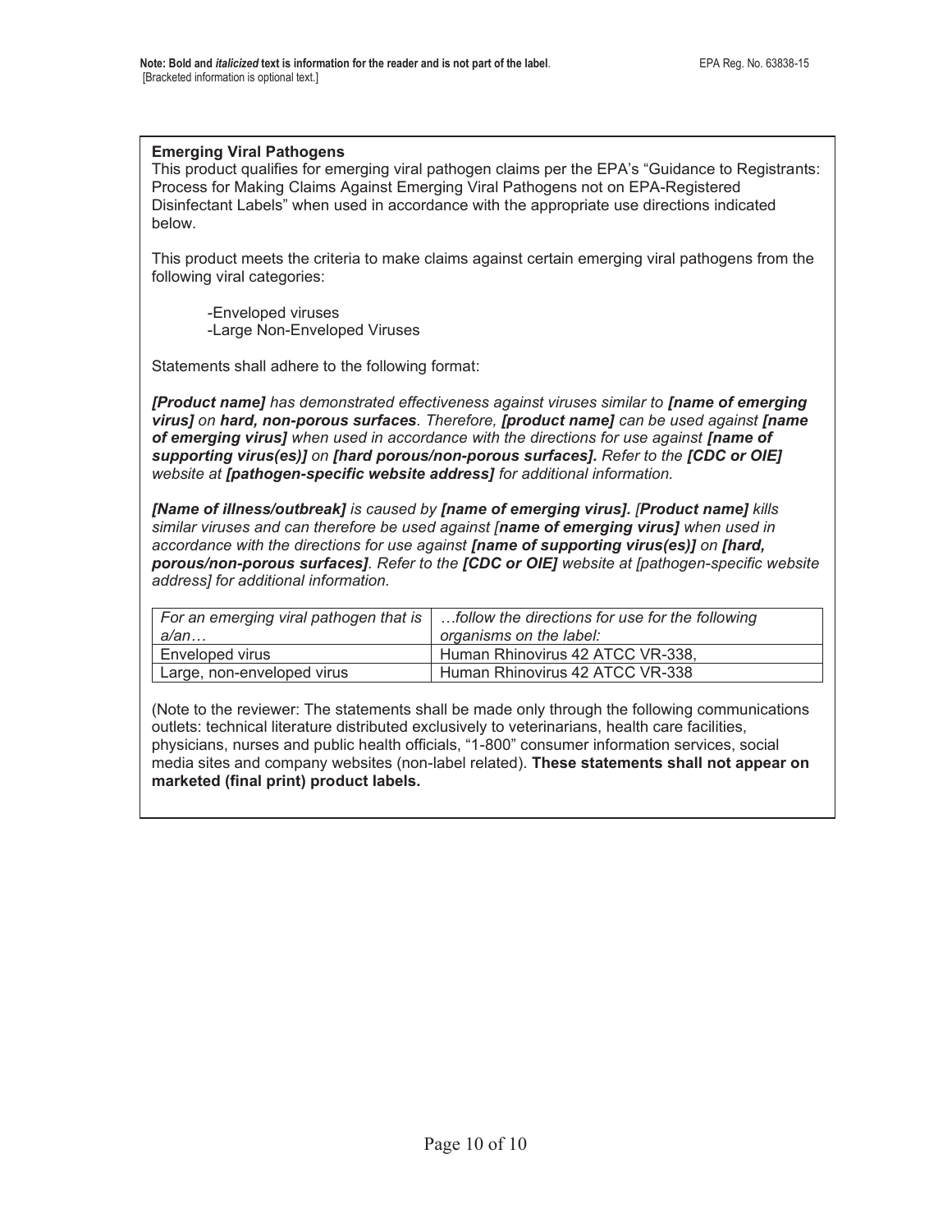**Note: Bold and *italicized* text is information for the reader and is not part of the label**. EPA Reg. No. 63838-15
[Bracketed information is optional text.]

**Emerging Viral Pathogens**

This product qualifies for emerging viral pathogen claims per the EPA's "Guidance to Registrants: Process for Making Claims Against Emerging Viral Pathogens not on EPA-Registered Disinfectant Labels" when used in accordance with the appropriate use directions indicated below.

This product meets the criteria to make claims against certain emerging viral pathogens from the following viral categories:

-Enveloped viruses
-Large Non-Enveloped Viruses

Statements shall adhere to the following format:

***[Product name]*** *has demonstrated effectiveness against viruses similar to* ***[name of emerging virus]*** *on* ***hard, non-porous surfaces****. Therefore,* ***[product name]*** *can be used against* ***[name of emerging virus]*** *when used in accordance with the directions for use against* ***[name of supporting virus(es)]*** *on* ***[hard porous/non-porous surfaces]****. Refer to the* ***[CDC or OIE]*** *website at* ***[pathogen-specific website address]*** *for additional information.*

***[Name of illness/outbreak]*** *is caused by* ***[name of emerging virus]****. [****Product name]*** *kills similar viruses and can therefore be used against [****name of emerging virus]*** *when used in accordance with the directions for use against* ***[name of supporting virus(es)]*** *on* ***[hard, porous/non-porous surfaces]****. Refer to the* ***[CDC or OIE]*** *website at [pathogen-specific website address] for additional information.*

| *For an emerging viral pathogen that is a/an…* | *…follow the directions for use for the following organisms on the label:* |
|---|---|
| Enveloped virus | Human Rhinovirus 42 ATCC VR-338, |
| Large, non-enveloped virus | Human Rhinovirus 42 ATCC VR-338 |

(Note to the reviewer: The statements shall be made only through the following communications outlets: technical literature distributed exclusively to veterinarians, health care facilities, physicians, nurses and public health officials, "1-800" consumer information services, social media sites and company websites (non-label related). **These statements shall not appear on marketed (final print) product labels.**